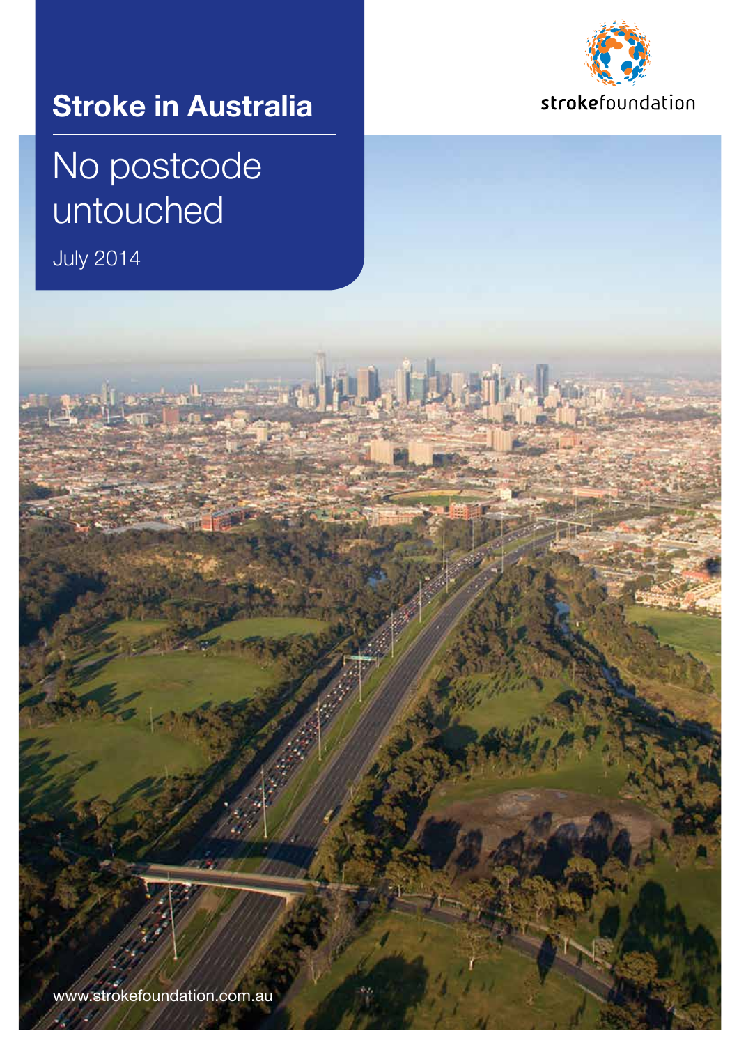# Stroke in Australia

## No postcode untouched

July 2014

strokefoundation

www.strokefoundation.com.au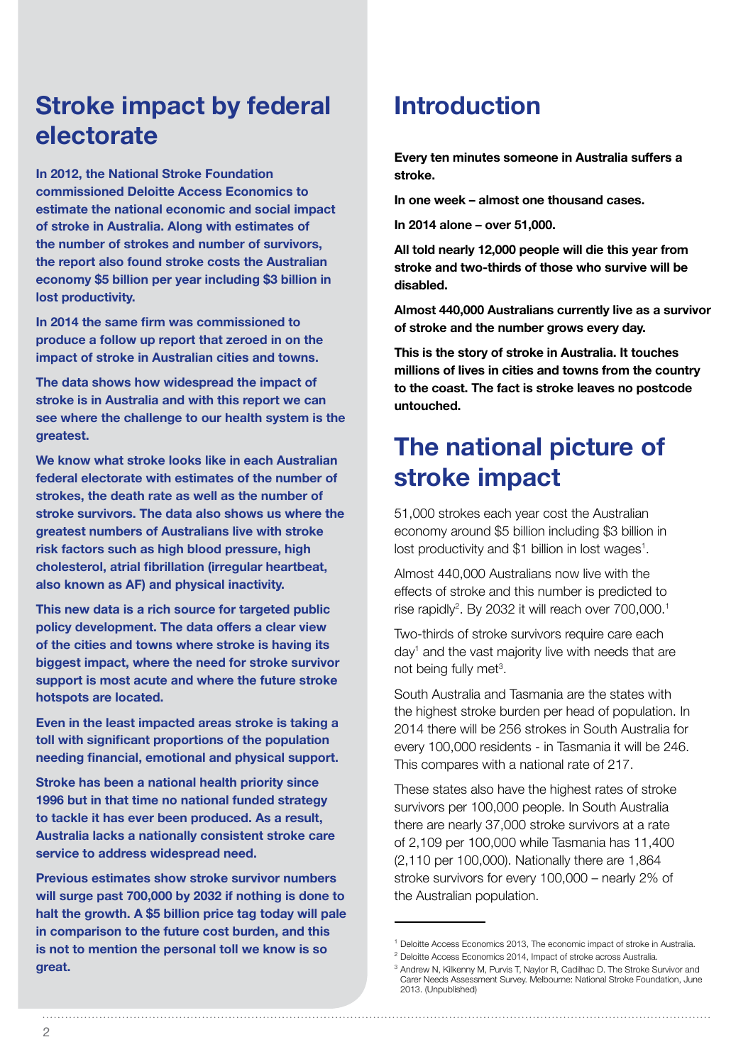## Stroke impact by federal electorate

**In 2012, the National Stroke Foundation commissioned Deloitte Access Economics to estimate the national economic and social impact of stroke in Australia. Along with estimates of the number of strokes and number of survivors, the report also found stroke costs the Australian economy $5 billion per year including $3 billion in lost productivity.**

**In 2014 the same firm was commissioned to produce a follow up report that zeroed in on the impact of stroke in Australian cities and towns.**

**The data shows how widespread the impact of stroke is in Australia and with this report we can see where the challenge to our health system is the greatest.**

**We know what stroke looks like in each Australian federal electorate with estimates of the number of strokes, the death rate as well as the number of stroke survivors. The data also shows us where the greatest numbers of Australians live with stroke risk factors such as high blood pressure, high cholesterol, atrial fibrillation (irregular heartbeat, also known as AF) and physical inactivity.**

**This new data is a rich source for targeted public policy development. The data offers a clear view of the cities and towns where stroke is having its biggest impact, where the need for stroke survivor support is most acute and where the future stroke hotspots are located.**

**Even in the least impacted areas stroke is taking a toll with significant proportions of the population needing financial, emotional and physical support.**

**Stroke has been a national health priority since 1996 but in that time no national funded strategy to tackle it has ever been produced. As a result, Australia lacks a nationally consistent stroke care service to address widespread need.**

**Previous estimates show stroke survivor numbers will surge past 700,000 by 2032 if nothing is done to halt the growth. A $5 billion price tag today will pale in comparison to the future cost burden, and this is not to mention the personal toll we know is so great.**

## Introduction

**Every ten minutes someone in Australia suffers a stroke.**

**In one week – almost one thousand cases.**

**In 2014 alone – over 51,000.**

**All told nearly 12,000 people will die this year from stroke and two-thirds of those who survive will be disabled.**

**Almost 440,000 Australians currently live as a survivor of stroke and the number grows every day.**

**This is the story of stroke in Australia. It touches millions of lives in cities and towns from the country to the coast. The fact is stroke leaves no postcode untouched.**

## The national picture of stroke impact

51,000 strokes each year cost the Australian economy around $5 billion including $3 billion in lost productivity and $1 billion in lost wages[1].

Almost 440,000 Australians now live with the effects of stroke and this number is predicted to rise rapidly[2]. By 2032 it will reach over 700,000.[1]

Two-thirds of stroke survivors require care each day[1] and the vast majority live with needs that are not being fully met[3].

South Australia and Tasmania are the states with the highest stroke burden per head of population. In 2014 there will be 256 strokes in South Australia for every 100,000 residents - in Tasmania it will be 246. This compares with a national rate of 217.

These states also have the highest rates of stroke survivors per 100,000 people. In South Australia there are nearly 37,000 stroke survivors at a rate of 2,109 per 100,000 while Tasmania has 11,400 (2,110 per 100,000). Nationally there are 1,864 stroke survivors for every 100,000 – nearly 2% of the Australian population.

---

[1] Deloitte Access Economics 2013, The economic impact of stroke in Australia.

[2] Deloitte Access Economics 2014, Impact of stroke across Australia.

[3] Andrew N, Kilkenny M, Purvis T, Naylor R, Cadilhac D. The Stroke Survivor and Carer Needs Assessment Survey. Melbourne: National Stroke Foundation, June 2013. (Unpublished)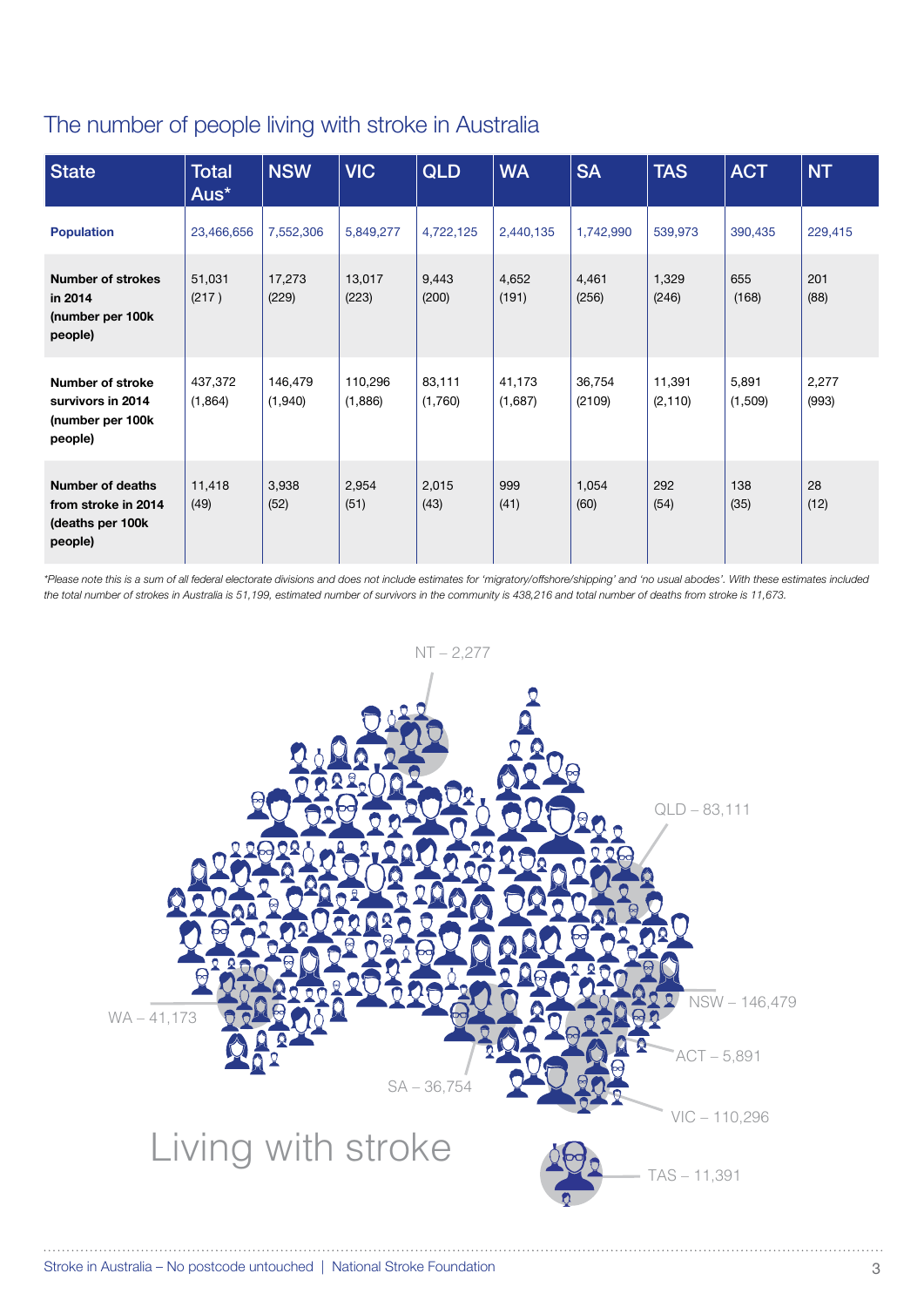## The number of people living with stroke in Australia

| State | Total Aus* | NSW | VIC | QLD | WA | SA | TAS | ACT | NT |
|---|---|---|---|---|---|---|---|---|---|
| **Population** | 23,466,656 | 7,552,306 | 5,849,277 | 4,722,125 | 2,440,135 | 1,742,990 | 539,973 | 390,435 | 229,415 |
| **Number of strokes in 2014 (number per 100k people)** | 51,031 (217 ) | 17,273 (229) | 13,017 (223) | 9,443 (200) | 4,652 (191) | 4,461 (256) | 1,329 (246) | 655 (168) | 201 (88) |
| **Number of stroke survivors in 2014 (number per 100k people)** | 437,372 (1,864) | 146,479 (1,940) | 110,296 (1,886) | 83,111 (1,760) | 41,173 (1,687) | 36,754 (2109) | 11,391 (2,110) | 5,891 (1,509) | 2,277 (993) |
| **Number of deaths from stroke in 2014 (deaths per 100k people)** | 11,418 (49) | 3,938 (52) | 2,954 (51) | 2,015 (43) | 999 (41) | 1,054 (60) | 292 (54) | 138 (35) | 28 (12) |

*\*Please note this is a sum of all federal electorate divisions and does not include estimates for 'migratory/offshore/shipping' and 'no usual abodes'. With these estimates included the total number of strokes in Australia is 51,199, estimated number of survivors in the community is 438,216 and total number of deaths from stroke is 11,673.*

NT – 2,277

QLD – 83,111

NSW – 146,479

ACT – 5,891

VIC – 110,296

TAS – 11,391

SA – 36,754

WA – 41,173

Living with stroke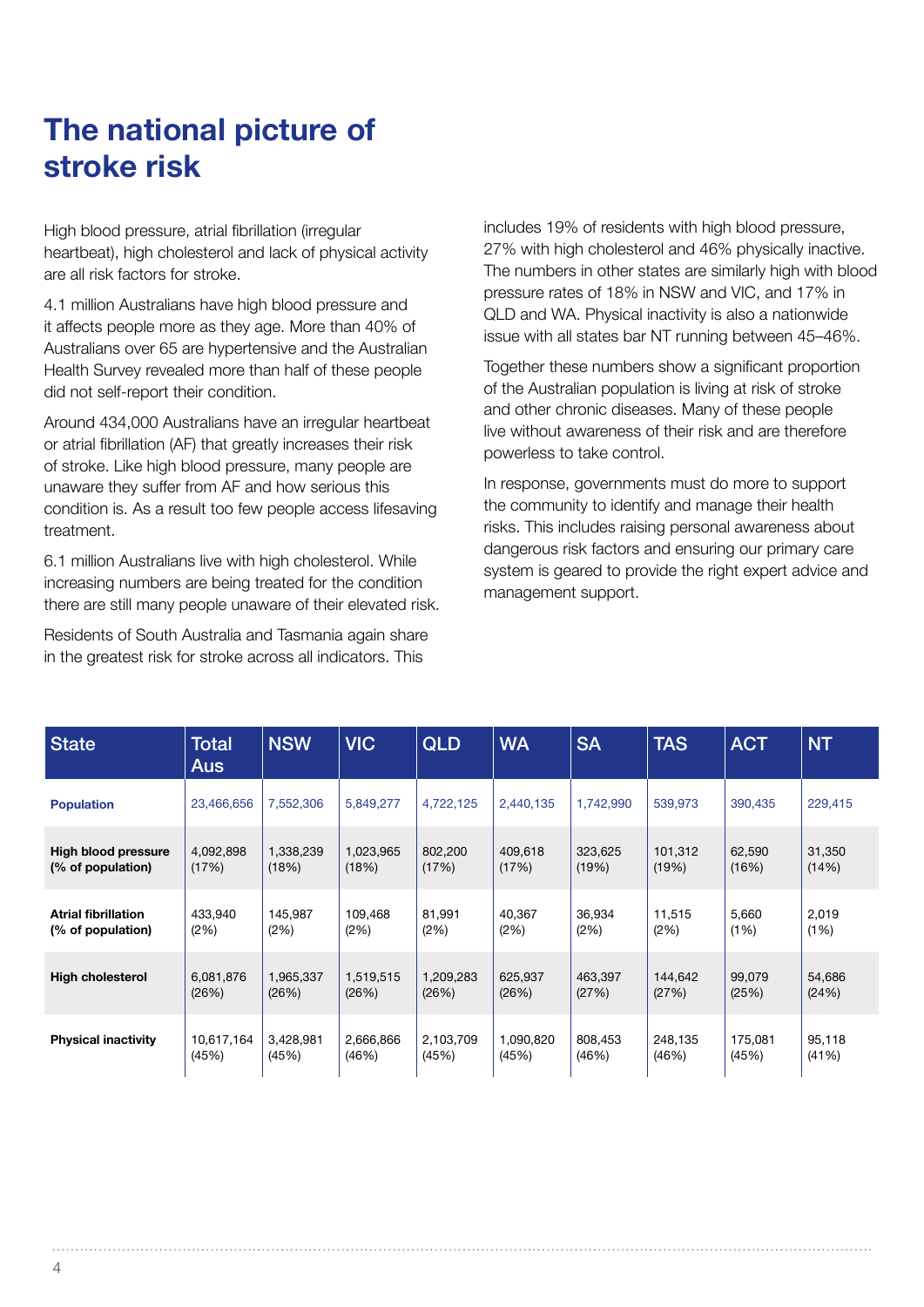# The national picture of stroke risk

High blood pressure, atrial fibrillation (irregular heartbeat), high cholesterol and lack of physical activity are all risk factors for stroke.

4.1 million Australians have high blood pressure and it affects people more as they age. More than 40% of Australians over 65 are hypertensive and the Australian Health Survey revealed more than half of these people did not self-report their condition.

Around 434,000 Australians have an irregular heartbeat or atrial fibrillation (AF) that greatly increases their risk of stroke. Like high blood pressure, many people are unaware they suffer from AF and how serious this condition is. As a result too few people access lifesaving treatment.

6.1 million Australians live with high cholesterol. While increasing numbers are being treated for the condition there are still many people unaware of their elevated risk.

Residents of South Australia and Tasmania again share in the greatest risk for stroke across all indicators. This includes 19% of residents with high blood pressure, 27% with high cholesterol and 46% physically inactive. The numbers in other states are similarly high with blood pressure rates of 18% in NSW and VIC, and 17% in QLD and WA. Physical inactivity is also a nationwide issue with all states bar NT running between 45–46%.

Together these numbers show a significant proportion of the Australian population is living at risk of stroke and other chronic diseases. Many of these people live without awareness of their risk and are therefore powerless to take control.

In response, governments must do more to support the community to identify and manage their health risks. This includes raising personal awareness about dangerous risk factors and ensuring our primary care system is geared to provide the right expert advice and management support.

| State | Total Aus | NSW | VIC | QLD | WA | SA | TAS | ACT | NT |
|---|---|---|---|---|---|---|---|---|---|
| **Population** | 23,466,656 | 7,552,306 | 5,849,277 | 4,722,125 | 2,440,135 | 1,742,990 | 539,973 | 390,435 | 229,415 |
| **High blood pressure (% of population)** | 4,092,898 (17%) | 1,338,239 (18%) | 1,023,965 (18%) | 802,200 (17%) | 409,618 (17%) | 323,625 (19%) | 101,312 (19%) | 62,590 (16%) | 31,350 (14%) |
| **Atrial fibrillation (% of population)** | 433,940 (2%) | 145,987 (2%) | 109,468 (2%) | 81,991 (2%) | 40,367 (2%) | 36,934 (2%) | 11,515 (2%) | 5,660 (1%) | 2,019 (1%) |
| **High cholesterol** | 6,081,876 (26%) | 1,965,337 (26%) | 1,519,515 (26%) | 1,209,283 (26%) | 625,937 (26%) | 463,397 (27%) | 144,642 (27%) | 99,079 (25%) | 54,686 (24%) |
| **Physical inactivity** | 10,617,164 (45%) | 3,428,981 (45%) | 2,666,866 (46%) | 2,103,709 (45%) | 1,090,820 (45%) | 808,453 (46%) | 248,135 (46%) | 175,081 (45%) | 95,118 (41%) |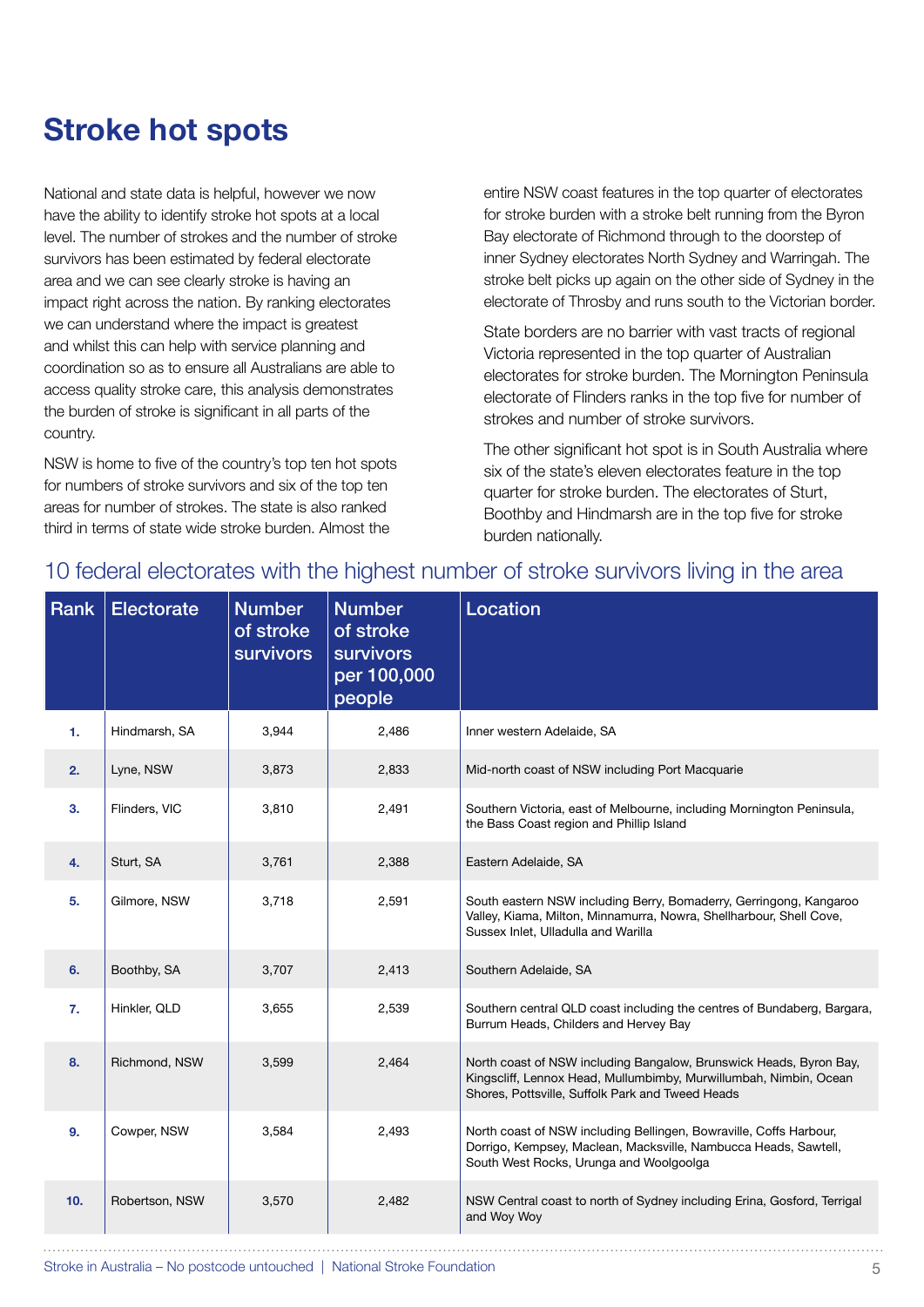# Stroke hot spots

National and state data is helpful, however we now have the ability to identify stroke hot spots at a local level. The number of strokes and the number of stroke survivors has been estimated by federal electorate area and we can see clearly stroke is having an impact right across the nation. By ranking electorates we can understand where the impact is greatest and whilst this can help with service planning and coordination so as to ensure all Australians are able to access quality stroke care, this analysis demonstrates the burden of stroke is significant in all parts of the country.

NSW is home to five of the country's top ten hot spots for numbers of stroke survivors and six of the top ten areas for number of strokes. The state is also ranked third in terms of state wide stroke burden. Almost the entire NSW coast features in the top quarter of electorates for stroke burden with a stroke belt running from the Byron Bay electorate of Richmond through to the doorstep of inner Sydney electorates North Sydney and Warringah. The stroke belt picks up again on the other side of Sydney in the electorate of Throsby and runs south to the Victorian border.

State borders are no barrier with vast tracts of regional Victoria represented in the top quarter of Australian electorates for stroke burden. The Mornington Peninsula electorate of Flinders ranks in the top five for number of strokes and number of stroke survivors.

The other significant hot spot is in South Australia where six of the state's eleven electorates feature in the top quarter for stroke burden. The electorates of Sturt, Boothby and Hindmarsh are in the top five for stroke burden nationally.

## 10 federal electorates with the highest number of stroke survivors living in the area

| Rank | Electorate | Number of stroke survivors | Number of stroke survivors per 100,000 people | Location |
|---|---|---|---|---|
| **1.** | Hindmarsh, SA | 3,944 | 2,486 | Inner western Adelaide, SA |
| **2.** | Lyne, NSW | 3,873 | 2,833 | Mid-north coast of NSW including Port Macquarie |
| **3.** | Flinders, VIC | 3,810 | 2,491 | Southern Victoria, east of Melbourne, including Mornington Peninsula, the Bass Coast region and Phillip Island |
| **4.** | Sturt, SA | 3,761 | 2,388 | Eastern Adelaide, SA |
| **5.** | Gilmore, NSW | 3,718 | 2,591 | South eastern NSW including Berry, Bomaderry, Gerringong, Kangaroo Valley, Kiama, Milton, Minnamurra, Nowra, Shellharbour, Shell Cove, Sussex Inlet, Ulladulla and Warilla |
| **6.** | Boothby, SA | 3,707 | 2,413 | Southern Adelaide, SA |
| **7.** | Hinkler, QLD | 3,655 | 2,539 | Southern central QLD coast including the centres of Bundaberg, Bargara, Burrum Heads, Childers and Hervey Bay |
| **8.** | Richmond, NSW | 3,599 | 2,464 | North coast of NSW including Bangalow, Brunswick Heads, Byron Bay, Kingscliff, Lennox Head, Mullumbimby, Murwillumbah, Nimbin, Ocean Shores, Pottsville, Suffolk Park and Tweed Heads |
| **9.** | Cowper, NSW | 3,584 | 2,493 | North coast of NSW including Bellingen, Bowraville, Coffs Harbour, Dorrigo, Kempsey, Maclean, Macksville, Nambucca Heads, Sawtell, South West Rocks, Urunga and Woolgoolga |
| **10.** | Robertson, NSW | 3,570 | 2,482 | NSW Central coast to north of Sydney including Erina, Gosford, Terrigal and Woy Woy |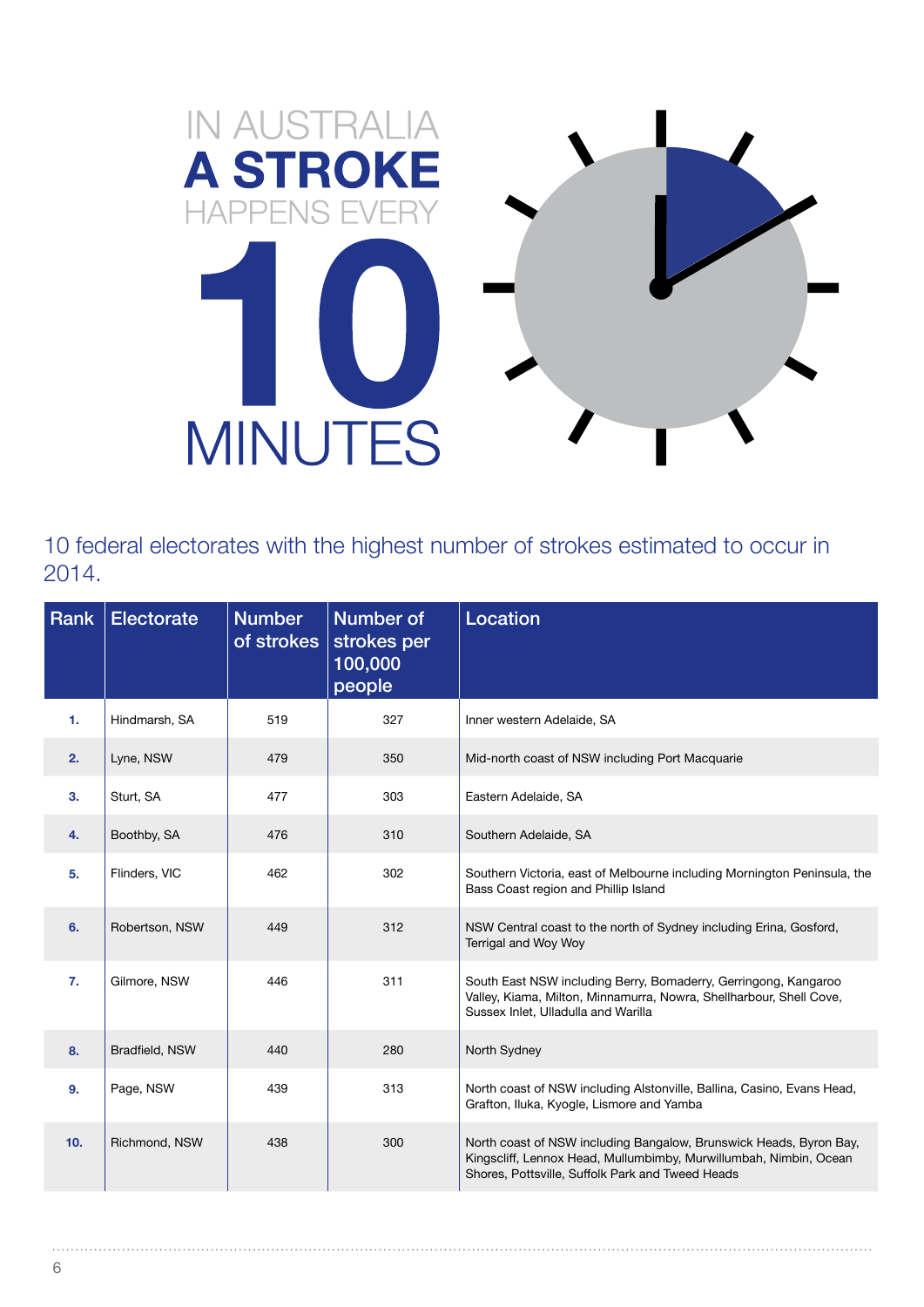# IN AUSTRALIA **A STROKE** HAPPENS EVERY **10** MINUTES

10 federal electorates with the highest number of strokes estimated to occur in 2014.

| Rank | Electorate | Number of strokes | Number of strokes per 100,000 people | Location |
|---|---|---|---|---|
| **1.** | Hindmarsh, SA | 519 | 327 | Inner western Adelaide, SA |
| **2.** | Lyne, NSW | 479 | 350 | Mid-north coast of NSW including Port Macquarie |
| **3.** | Sturt, SA | 477 | 303 | Eastern Adelaide, SA |
| **4.** | Boothby, SA | 476 | 310 | Southern Adelaide, SA |
| **5.** | Flinders, VIC | 462 | 302 | Southern Victoria, east of Melbourne including Mornington Peninsula, the Bass Coast region and Phillip Island |
| **6.** | Robertson, NSW | 449 | 312 | NSW Central coast to the north of Sydney including Erina, Gosford, Terrigal and Woy Woy |
| **7.** | Gilmore, NSW | 446 | 311 | South East NSW including Berry, Bomaderry, Gerringong, Kangaroo Valley, Kiama, Milton, Minnamurra, Nowra, Shellharbour, Shell Cove, Sussex Inlet, Ulladulla and Warilla |
| **8.** | Bradfield, NSW | 440 | 280 | North Sydney |
| **9.** | Page, NSW | 439 | 313 | North coast of NSW including Alstonville, Ballina, Casino, Evans Head, Grafton, Iluka, Kyogle, Lismore and Yamba |
| **10.** | Richmond, NSW | 438 | 300 | North coast of NSW including Bangalow, Brunswick Heads, Byron Bay, Kingscliff, Lennox Head, Mullumbimby, Murwillumbah, Nimbin, Ocean Shores, Pottsville, Suffolk Park and Tweed Heads |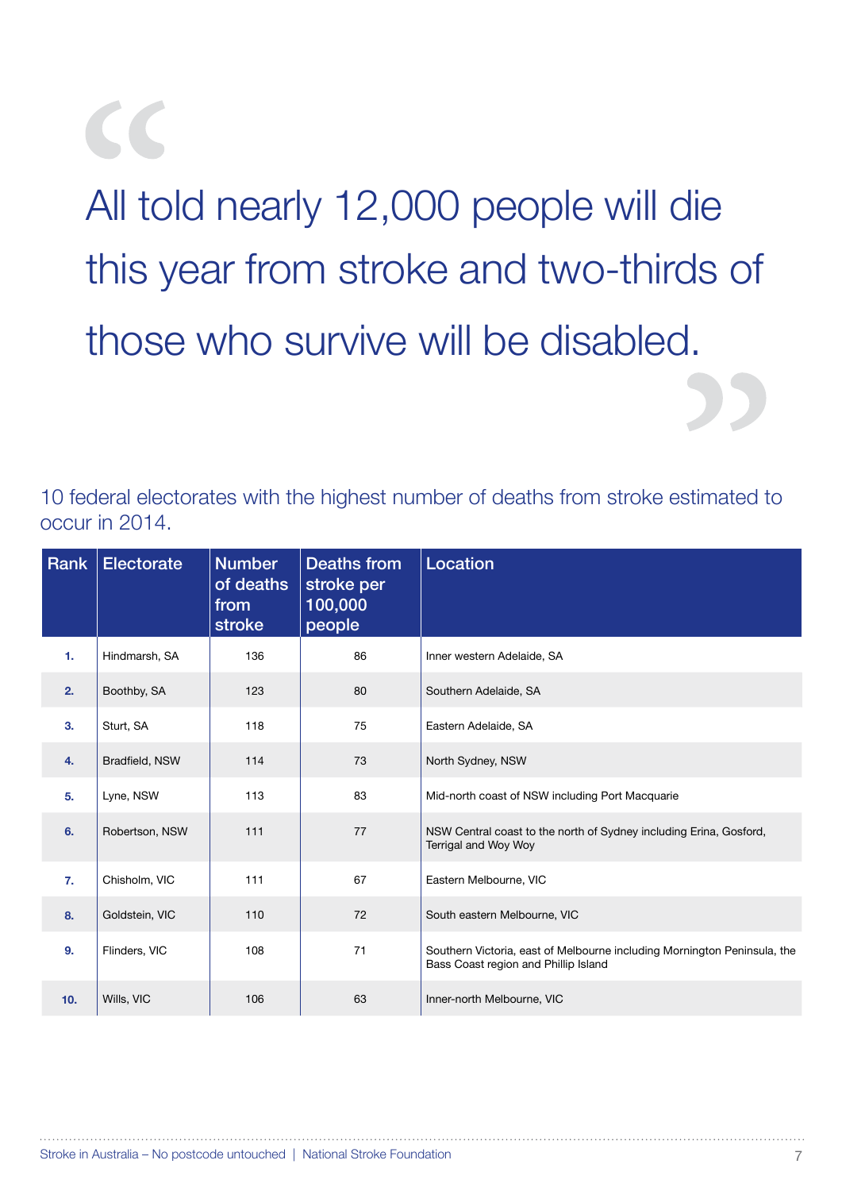> All told nearly 12,000 people will die this year from stroke and two-thirds of those who survive will be disabled.

10 federal electorates with the highest number of deaths from stroke estimated to occur in 2014.

| Rank | Electorate | Number of deaths from stroke | Deaths from stroke per 100,000 people | Location |
|---|---|---|---|---|
| 1. | Hindmarsh, SA | 136 | 86 | Inner western Adelaide, SA |
| 2. | Boothby, SA | 123 | 80 | Southern Adelaide, SA |
| 3. | Sturt, SA | 118 | 75 | Eastern Adelaide, SA |
| 4. | Bradfield, NSW | 114 | 73 | North Sydney, NSW |
| 5. | Lyne, NSW | 113 | 83 | Mid-north coast of NSW including Port Macquarie |
| 6. | Robertson, NSW | 111 | 77 | NSW Central coast to the north of Sydney including Erina, Gosford, Terrigal and Woy Woy |
| 7. | Chisholm, VIC | 111 | 67 | Eastern Melbourne, VIC |
| 8. | Goldstein, VIC | 110 | 72 | South eastern Melbourne, VIC |
| 9. | Flinders, VIC | 108 | 71 | Southern Victoria, east of Melbourne including Mornington Peninsula, the Bass Coast region and Phillip Island |
| 10. | Wills, VIC | 106 | 63 | Inner-north Melbourne, VIC |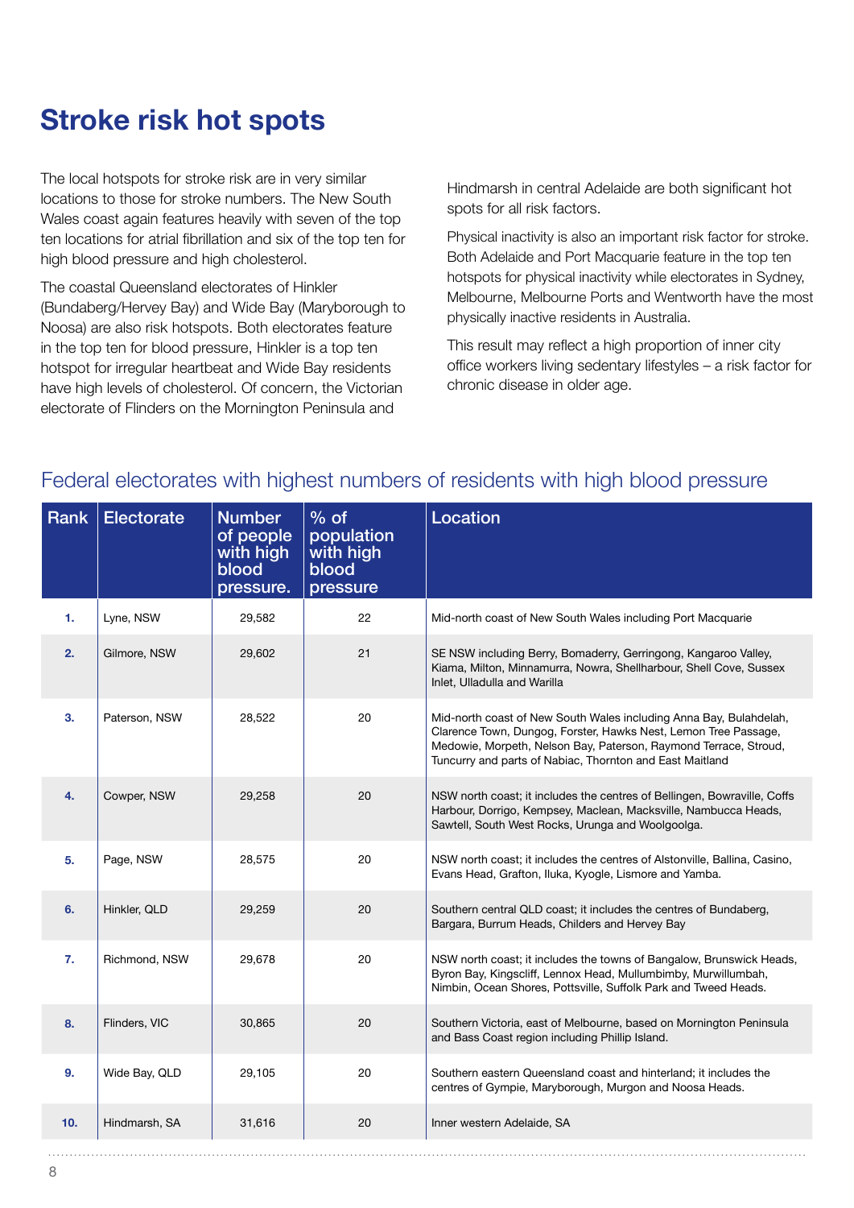# Stroke risk hot spots

The local hotspots for stroke risk are in very similar locations to those for stroke numbers. The New South Wales coast again features heavily with seven of the top ten locations for atrial fibrillation and six of the top ten for high blood pressure and high cholesterol.

The coastal Queensland electorates of Hinkler (Bundaberg/Hervey Bay) and Wide Bay (Maryborough to Noosa) are also risk hotspots. Both electorates feature in the top ten for blood pressure, Hinkler is a top ten hotspot for irregular heartbeat and Wide Bay residents have high levels of cholesterol. Of concern, the Victorian electorate of Flinders on the Mornington Peninsula and Hindmarsh in central Adelaide are both significant hot spots for all risk factors.

Physical inactivity is also an important risk factor for stroke. Both Adelaide and Port Macquarie feature in the top ten hotspots for physical inactivity while electorates in Sydney, Melbourne, Melbourne Ports and Wentworth have the most physically inactive residents in Australia.

This result may reflect a high proportion of inner city office workers living sedentary lifestyles – a risk factor for chronic disease in older age.

## Federal electorates with highest numbers of residents with high blood pressure

| Rank | Electorate | Number of people with high blood pressure. | % of population with high blood pressure | Location |
|---|---|---|---|---|
| 1. | Lyne, NSW | 29,582 | 22 | Mid-north coast of New South Wales including Port Macquarie |
| 2. | Gilmore, NSW | 29,602 | 21 | SE NSW including Berry, Bomaderry, Gerringong, Kangaroo Valley, Kiama, Milton, Minnamurra, Nowra, Shellharbour, Shell Cove, Sussex Inlet, Ulladulla and Warilla |
| 3. | Paterson, NSW | 28,522 | 20 | Mid-north coast of New South Wales including Anna Bay, Bulahdelah, Clarence Town, Dungog, Forster, Hawks Nest, Lemon Tree Passage, Medowie, Morpeth, Nelson Bay, Paterson, Raymond Terrace, Stroud, Tuncurry and parts of Nabiac, Thornton and East Maitland |
| 4. | Cowper, NSW | 29,258 | 20 | NSW north coast; it includes the centres of Bellingen, Bowraville, Coffs Harbour, Dorrigo, Kempsey, Maclean, Macksville, Nambucca Heads, Sawtell, South West Rocks, Urunga and Woolgoolga. |
| 5. | Page, NSW | 28,575 | 20 | NSW north coast; it includes the centres of Alstonville, Ballina, Casino, Evans Head, Grafton, Iluka, Kyogle, Lismore and Yamba. |
| 6. | Hinkler, QLD | 29,259 | 20 | Southern central QLD coast; it includes the centres of Bundaberg, Bargara, Burrum Heads, Childers and Hervey Bay |
| 7. | Richmond, NSW | 29,678 | 20 | NSW north coast; it includes the towns of Bangalow, Brunswick Heads, Byron Bay, Kingscliff, Lennox Head, Mullumbimby, Murwillumbah, Nimbin, Ocean Shores, Pottsville, Suffolk Park and Tweed Heads. |
| 8. | Flinders, VIC | 30,865 | 20 | Southern Victoria, east of Melbourne, based on Mornington Peninsula and Bass Coast region including Phillip Island. |
| 9. | Wide Bay, QLD | 29,105 | 20 | Southern eastern Queensland coast and hinterland; it includes the centres of Gympie, Maryborough, Murgon and Noosa Heads. |
| 10. | Hindmarsh, SA | 31,616 | 20 | Inner western Adelaide, SA |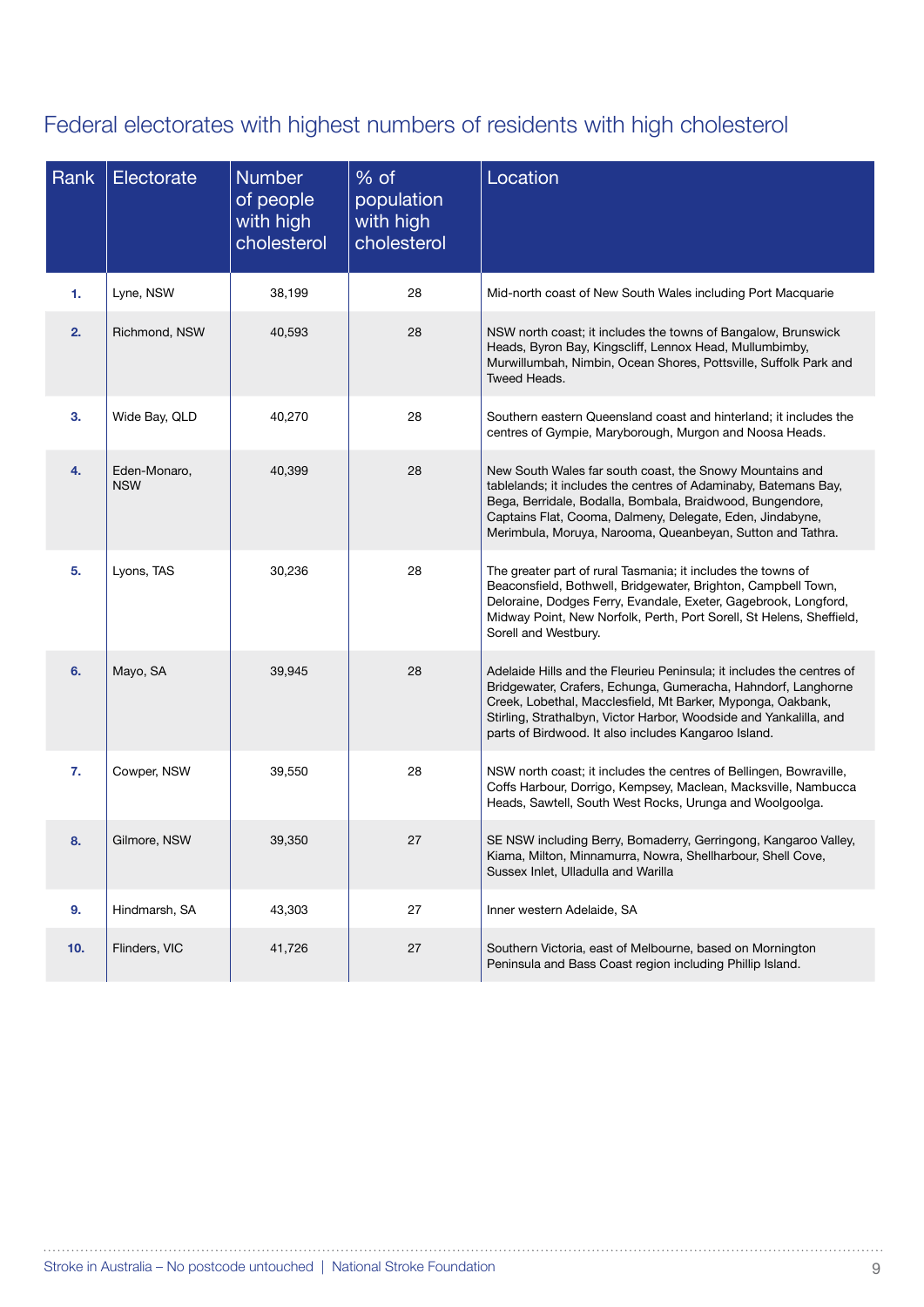## Federal electorates with highest numbers of residents with high cholesterol

| Rank | Electorate | Number of people with high cholesterol | % of population with high cholesterol | Location |
|---|---|---|---|---|
| **1.** | Lyne, NSW | 38,199 | 28 | Mid-north coast of New South Wales including Port Macquarie |
| **2.** | Richmond, NSW | 40,593 | 28 | NSW north coast; it includes the towns of Bangalow, Brunswick Heads, Byron Bay, Kingscliff, Lennox Head, Mullumbimby, Murwillumbah, Nimbin, Ocean Shores, Pottsville, Suffolk Park and Tweed Heads. |
| **3.** | Wide Bay, QLD | 40,270 | 28 | Southern eastern Queensland coast and hinterland; it includes the centres of Gympie, Maryborough, Murgon and Noosa Heads. |
| **4.** | Eden-Monaro, NSW | 40,399 | 28 | New South Wales far south coast, the Snowy Mountains and tablelands; it includes the centres of Adaminaby, Batemans Bay, Bega, Berridale, Bodalla, Bombala, Braidwood, Bungendore, Captains Flat, Cooma, Dalmeny, Delegate, Eden, Jindabyne, Merimbula, Moruya, Narooma, Queanbeyan, Sutton and Tathra. |
| **5.** | Lyons, TAS | 30,236 | 28 | The greater part of rural Tasmania; it includes the towns of Beaconsfield, Bothwell, Bridgewater, Brighton, Campbell Town, Deloraine, Dodges Ferry, Evandale, Exeter, Gagebrook, Longford, Midway Point, New Norfolk, Perth, Port Sorell, St Helens, Sheffield, Sorell and Westbury. |
| **6.** | Mayo, SA | 39,945 | 28 | Adelaide Hills and the Fleurieu Peninsula; it includes the centres of Bridgewater, Crafers, Echunga, Gumeracha, Hahndorf, Langhorne Creek, Lobethal, Macclesfield, Mt Barker, Myponga, Oakbank, Stirling, Strathalbyn, Victor Harbor, Woodside and Yankalilla, and parts of Birdwood. It also includes Kangaroo Island. |
| **7.** | Cowper, NSW | 39,550 | 28 | NSW north coast; it includes the centres of Bellingen, Bowraville, Coffs Harbour, Dorrigo, Kempsey, Maclean, Macksville, Nambucca Heads, Sawtell, South West Rocks, Urunga and Woolgoolga. |
| **8.** | Gilmore, NSW | 39,350 | 27 | SE NSW including Berry, Bomaderry, Gerringong, Kangaroo Valley, Kiama, Milton, Minnamurra, Nowra, Shellharbour, Shell Cove, Sussex Inlet, Ulladulla and Warilla |
| **9.** | Hindmarsh, SA | 43,303 | 27 | Inner western Adelaide, SA |
| **10.** | Flinders, VIC | 41,726 | 27 | Southern Victoria, east of Melbourne, based on Mornington Peninsula and Bass Coast region including Phillip Island. |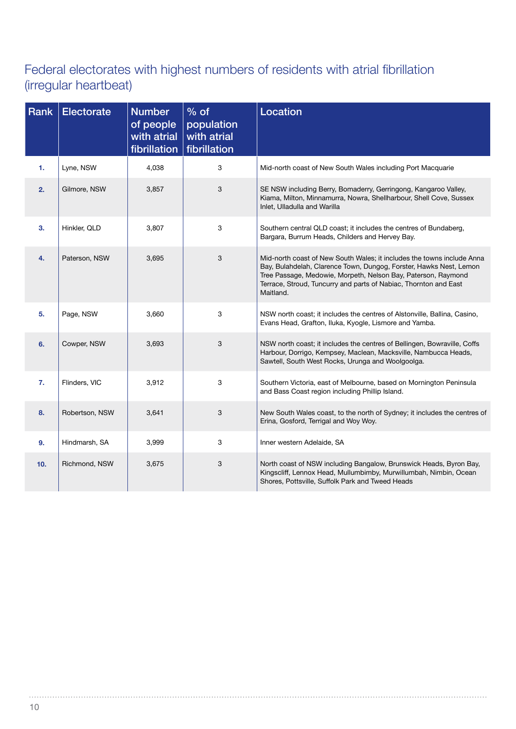## Federal electorates with highest numbers of residents with atrial fibrillation (irregular heartbeat)

| Rank | Electorate | Number of people with atrial fibrillation | % of population with atrial fibrillation | Location |
|---|---|---|---|---|
| **1.** | Lyne, NSW | 4,038 | 3 | Mid-north coast of New South Wales including Port Macquarie |
| **2.** | Gilmore, NSW | 3,857 | 3 | SE NSW including Berry, Bomaderry, Gerringong, Kangaroo Valley, Kiama, Milton, Minnamurra, Nowra, Shellharbour, Shell Cove, Sussex Inlet, Ulladulla and Warilla |
| **3.** | Hinkler, QLD | 3,807 | 3 | Southern central QLD coast; it includes the centres of Bundaberg, Bargara, Burrum Heads, Childers and Hervey Bay. |
| **4.** | Paterson, NSW | 3,695 | 3 | Mid-north coast of New South Wales; it includes the towns include Anna Bay, Bulahdelah, Clarence Town, Dungog, Forster, Hawks Nest, Lemon Tree Passage, Medowie, Morpeth, Nelson Bay, Paterson, Raymond Terrace, Stroud, Tuncurry and parts of Nabiac, Thornton and East Maitland. |
| **5.** | Page, NSW | 3,660 | 3 | NSW north coast; it includes the centres of Alstonville, Ballina, Casino, Evans Head, Grafton, Iluka, Kyogle, Lismore and Yamba. |
| **6.** | Cowper, NSW | 3,693 | 3 | NSW north coast; it includes the centres of Bellingen, Bowraville, Coffs Harbour, Dorrigo, Kempsey, Maclean, Macksville, Nambucca Heads, Sawtell, South West Rocks, Urunga and Woolgoolga. |
| **7.** | Flinders, VIC | 3,912 | 3 | Southern Victoria, east of Melbourne, based on Mornington Peninsula and Bass Coast region including Phillip Island. |
| **8.** | Robertson, NSW | 3,641 | 3 | New South Wales coast, to the north of Sydney; it includes the centres of Erina, Gosford, Terrigal and Woy Woy. |
| **9.** | Hindmarsh, SA | 3,999 | 3 | Inner western Adelaide, SA |
| **10.** | Richmond, NSW | 3,675 | 3 | North coast of NSW including Bangalow, Brunswick Heads, Byron Bay, Kingscliff, Lennox Head, Mullumbimby, Murwillumbah, Nimbin, Ocean Shores, Pottsville, Suffolk Park and Tweed Heads |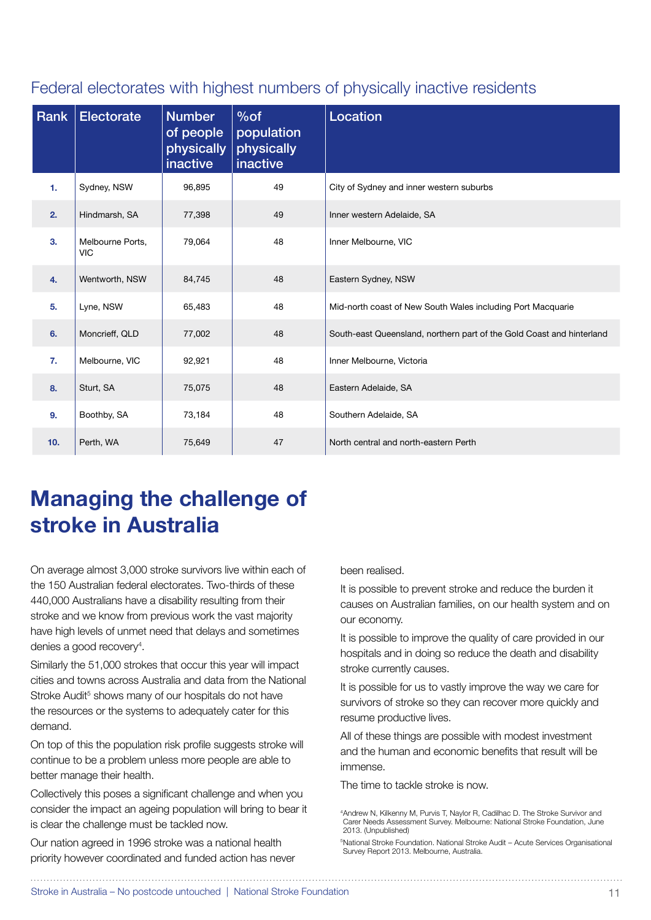## Federal electorates with highest numbers of physically inactive residents

| Rank | Electorate | Number of people physically inactive | %of population physically inactive | Location |
|---|---|---|---|---|
| 1. | Sydney, NSW | 96,895 | 49 | City of Sydney and inner western suburbs |
| 2. | Hindmarsh, SA | 77,398 | 49 | Inner western Adelaide, SA |
| 3. | Melbourne Ports, VIC | 79,064 | 48 | Inner Melbourne, VIC |
| 4. | Wentworth, NSW | 84,745 | 48 | Eastern Sydney, NSW |
| 5. | Lyne, NSW | 65,483 | 48 | Mid-north coast of New South Wales including Port Macquarie |
| 6. | Moncrieff, QLD | 77,002 | 48 | South-east Queensland, northern part of the Gold Coast and hinterland |
| 7. | Melbourne, VIC | 92,921 | 48 | Inner Melbourne, Victoria |
| 8. | Sturt, SA | 75,075 | 48 | Eastern Adelaide, SA |
| 9. | Boothby, SA | 73,184 | 48 | Southern Adelaide, SA |
| 10. | Perth, WA | 75,649 | 47 | North central and north-eastern Perth |

# Managing the challenge of stroke in Australia

On average almost 3,000 stroke survivors live within each of the 150 Australian federal electorates. Two-thirds of these 440,000 Australians have a disability resulting from their stroke and we know from previous work the vast majority have high levels of unmet need that delays and sometimes denies a good recovery[4].

Similarly the 51,000 strokes that occur this year will impact cities and towns across Australia and data from the National Stroke Audit[5] shows many of our hospitals do not have the resources or the systems to adequately cater for this demand.

On top of this the population risk profile suggests stroke will continue to be a problem unless more people are able to better manage their health.

Collectively this poses a significant challenge and when you consider the impact an ageing population will bring to bear it is clear the challenge must be tackled now.

Our nation agreed in 1996 stroke was a national health priority however coordinated and funded action has never been realised.

It is possible to prevent stroke and reduce the burden it causes on Australian families, on our health system and on our economy.

It is possible to improve the quality of care provided in our hospitals and in doing so reduce the death and disability stroke currently causes.

It is possible for us to vastly improve the way we care for survivors of stroke so they can recover more quickly and resume productive lives.

All of these things are possible with modest investment and the human and economic benefits that result will be immense.

The time to tackle stroke is now.

[4]Andrew N, Kilkenny M, Purvis T, Naylor R, Cadilhac D. The Stroke Survivor and Carer Needs Assessment Survey. Melbourne: National Stroke Foundation, June 2013. (Unpublished)

[5]National Stroke Foundation. National Stroke Audit – Acute Services Organisational Survey Report 2013. Melbourne, Australia.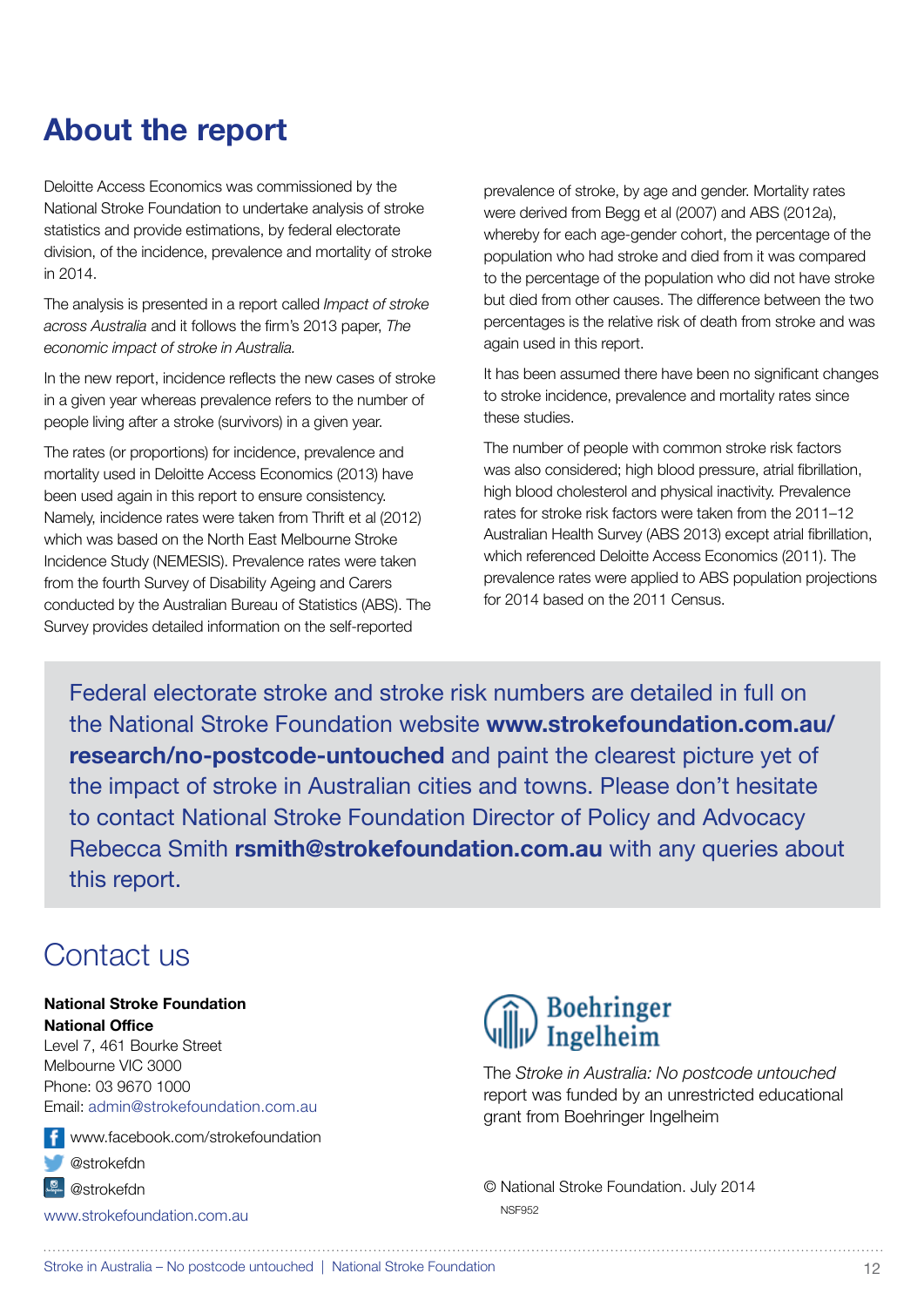# About the report

Deloitte Access Economics was commissioned by the National Stroke Foundation to undertake analysis of stroke statistics and provide estimations, by federal electorate division, of the incidence, prevalence and mortality of stroke in 2014.

The analysis is presented in a report called *Impact of stroke across Australia* and it follows the firm's 2013 paper, *The economic impact of stroke in Australia*.

In the new report, incidence reflects the new cases of stroke in a given year whereas prevalence refers to the number of people living after a stroke (survivors) in a given year.

The rates (or proportions) for incidence, prevalence and mortality used in Deloitte Access Economics (2013) have been used again in this report to ensure consistency. Namely, incidence rates were taken from Thrift et al (2012) which was based on the North East Melbourne Stroke Incidence Study (NEMESIS). Prevalence rates were taken from the fourth Survey of Disability Ageing and Carers conducted by the Australian Bureau of Statistics (ABS). The Survey provides detailed information on the self-reported prevalence of stroke, by age and gender. Mortality rates were derived from Begg et al (2007) and ABS (2012a), whereby for each age-gender cohort, the percentage of the population who had stroke and died from it was compared to the percentage of the population who did not have stroke but died from other causes. The difference between the two percentages is the relative risk of death from stroke and was again used in this report.

It has been assumed there have been no significant changes to stroke incidence, prevalence and mortality rates since these studies.

The number of people with common stroke risk factors was also considered; high blood pressure, atrial fibrillation, high blood cholesterol and physical inactivity. Prevalence rates for stroke risk factors were taken from the 2011–12 Australian Health Survey (ABS 2013) except atrial fibrillation, which referenced Deloitte Access Economics (2011). The prevalence rates were applied to ABS population projections for 2014 based on the 2011 Census.

Federal electorate stroke and stroke risk numbers are detailed in full on the National Stroke Foundation website **www.strokefoundation.com.au/research/no-postcode-untouched** and paint the clearest picture yet of the impact of stroke in Australian cities and towns. Please don't hesitate to contact National Stroke Foundation Director of Policy and Advocacy Rebecca Smith **rsmith@strokefoundation.com.au** with any queries about this report.

# Contact us

**National Stroke Foundation**
**National Office**
Level 7, 461 Bourke Street
Melbourne VIC 3000
Phone: 03 9670 1000
Email: admin@strokefoundation.com.au

www.facebook.com/strokefoundation
@strokefdn
@strokefdn

www.strokefoundation.com.au

Boehringer Ingelheim

The *Stroke in Australia: No postcode untouched* report was funded by an unrestricted educational grant from Boehringer Ingelheim

© National Stroke Foundation. July 2014

NSF952